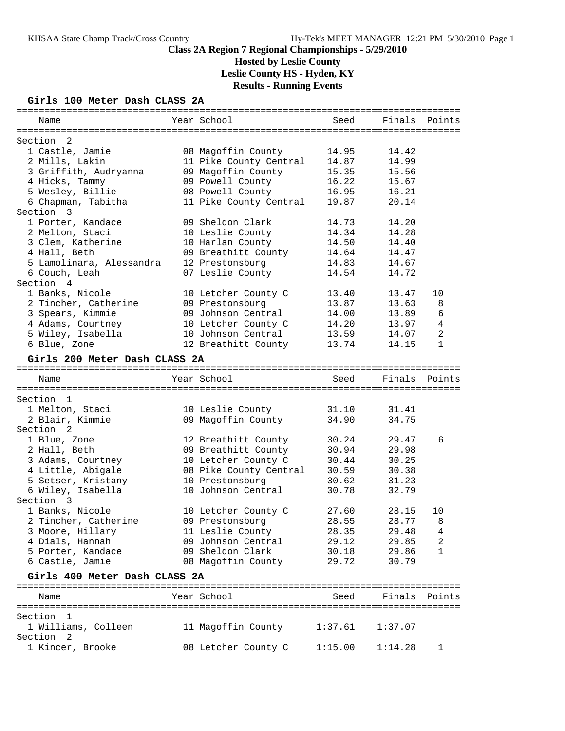KHSAA State Champ Track/Cross Country    Hy-Tek's MEET MANAGER 12:21 PM 5/30/2010

# Class 2A Region 7 Regional Championships - 5/29/2010

## Hosted by Leslie County

## Leslie County HS - Hyden, KY

## Results - Running Events

### Girls 100 Meter Dash CLASS 2A

| Name | Year | School | Seed | Finals | Points |
|---|---|---|---|---|---|
| **Section 2** | | | | | |
| 1 Castle, Jamie | 08 | Magoffin County | 14.95 | 14.42 | |
| 2 Mills, Lakin | 11 | Pike County Central | 14.87 | 14.99 | |
| 3 Griffith, Audryanna | 09 | Magoffin County | 15.35 | 15.56 | |
| 4 Hicks, Tammy | 09 | Powell County | 16.22 | 15.67 | |
| 5 Wesley, Billie | 08 | Powell County | 16.95 | 16.21 | |
| 6 Chapman, Tabitha | 11 | Pike County Central | 19.87 | 20.14 | |
| **Section 3** | | | | | |
| 1 Porter, Kandace | 09 | Sheldon Clark | 14.73 | 14.20 | |
| 2 Melton, Staci | 10 | Leslie County | 14.34 | 14.28 | |
| 3 Clem, Katherine | 10 | Harlan County | 14.50 | 14.40 | |
| 4 Hall, Beth | 09 | Breathitt County | 14.64 | 14.47 | |
| 5 Lamolinara, Alessandra | 12 | Prestonsburg | 14.83 | 14.67 | |
| 6 Couch, Leah | 07 | Leslie County | 14.54 | 14.72 | |
| **Section 4** | | | | | |
| 1 Banks, Nicole | 10 | Letcher County C | 13.40 | 13.47 | 10 |
| 2 Tincher, Catherine | 09 | Prestonsburg | 13.87 | 13.63 | 8 |
| 3 Spears, Kimmie | 09 | Johnson Central | 14.00 | 13.89 | 6 |
| 4 Adams, Courtney | 10 | Letcher County C | 14.20 | 13.97 | 4 |
| 5 Wiley, Isabella | 10 | Johnson Central | 13.59 | 14.07 | 2 |
| 6 Blue, Zone | 12 | Breathitt County | 13.74 | 14.15 | 1 |

### Girls 200 Meter Dash CLASS 2A

| Name | Year | School | Seed | Finals | Points |
|---|---|---|---|---|---|
| **Section 1** | | | | | |
| 1 Melton, Staci | 10 | Leslie County | 31.10 | 31.41 | |
| 2 Blair, Kimmie | 09 | Magoffin County | 34.90 | 34.75 | |
| **Section 2** | | | | | |
| 1 Blue, Zone | 12 | Breathitt County | 30.24 | 29.47 | 6 |
| 2 Hall, Beth | 09 | Breathitt County | 30.94 | 29.98 | |
| 3 Adams, Courtney | 10 | Letcher County C | 30.44 | 30.25 | |
| 4 Little, Abigale | 08 | Pike County Central | 30.59 | 30.38 | |
| 5 Setser, Kristany | 10 | Prestonsburg | 30.62 | 31.23 | |
| 6 Wiley, Isabella | 10 | Johnson Central | 30.78 | 32.79 | |
| **Section 3** | | | | | |
| 1 Banks, Nicole | 10 | Letcher County C | 27.60 | 28.15 | 10 |
| 2 Tincher, Catherine | 09 | Prestonsburg | 28.55 | 28.77 | 8 |
| 3 Moore, Hillary | 11 | Leslie County | 28.35 | 29.48 | 4 |
| 4 Dials, Hannah | 09 | Johnson Central | 29.12 | 29.85 | 2 |
| 5 Porter, Kandace | 09 | Sheldon Clark | 30.18 | 29.86 | 1 |
| 6 Castle, Jamie | 08 | Magoffin County | 29.72 | 30.79 | |

### Girls 400 Meter Dash CLASS 2A

| Name | Year | School | Seed | Finals | Points |
|---|---|---|---|---|---|
| **Section 1** | | | | | |
| 1 Williams, Colleen | 11 | Magoffin County | 1:37.61 | 1:37.07 | |
| **Section 2** | | | | | |
| 1 Kincer, Brooke | 08 | Letcher County C | 1:15.00 | 1:14.28 | 1 |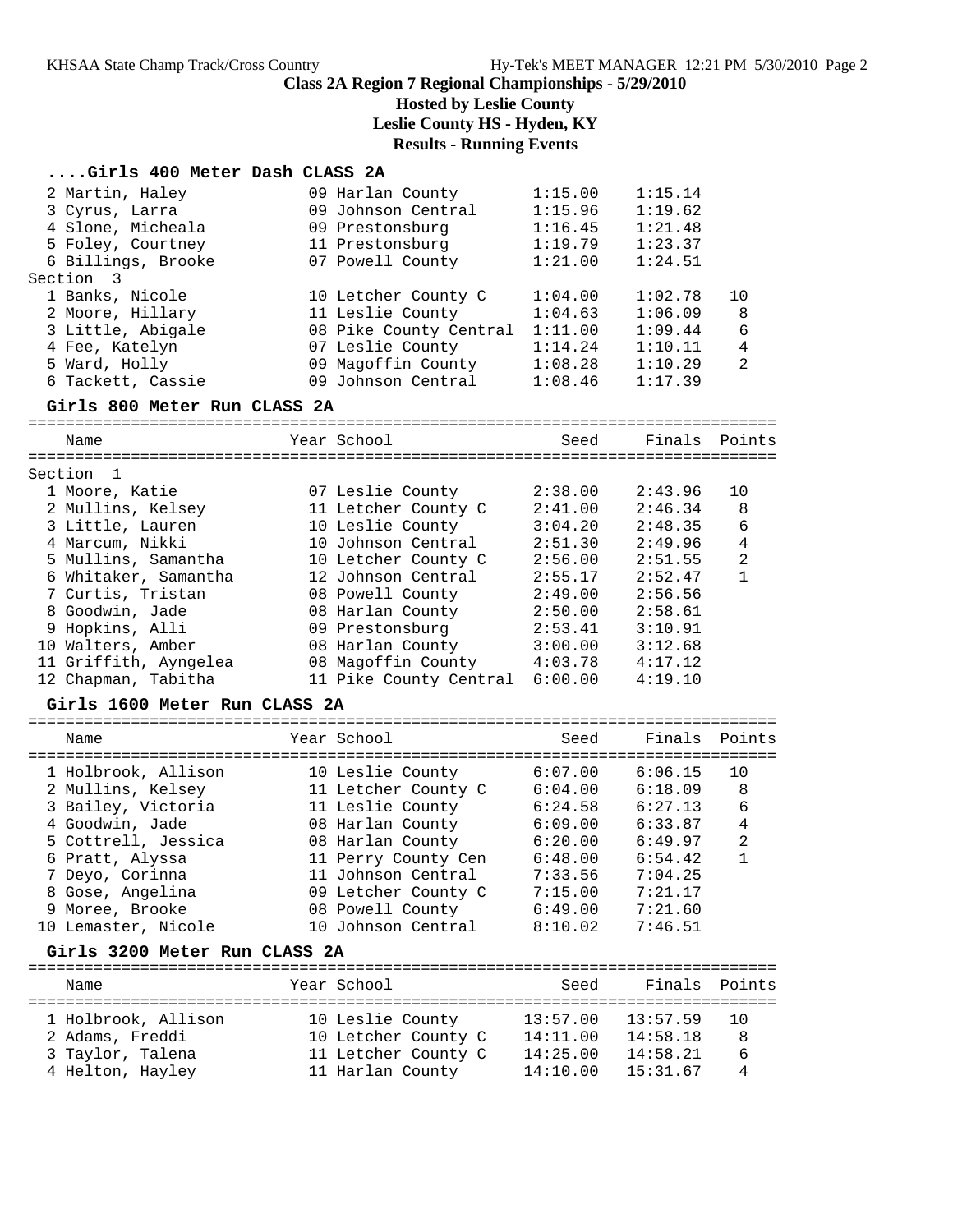# Class 2A Region 7 Regional Championships - 5/29/2010

**Hosted by Leslie County**

**Leslie County HS - Hyden, KY**

**Results - Running Events**

### ....Girls 400 Meter Dash CLASS 2A

| Place | Name | Year | School | Seed | Finals | Points |
|---|---|---|---|---|---|---|
| 2 | Martin, Haley | 09 | Harlan County | 1:15.00 | 1:15.14 | |
| 3 | Cyrus, Larra | 09 | Johnson Central | 1:15.96 | 1:19.62 | |
| 4 | Slone, Micheala | 09 | Prestonsburg | 1:16.45 | 1:21.48 | |
| 5 | Foley, Courtney | 11 | Prestonsburg | 1:19.79 | 1:23.37 | |
| 6 | Billings, Brooke | 07 | Powell County | 1:21.00 | 1:24.51 | |
| Section 3 | | | | | | |
| 1 | Banks, Nicole | 10 | Letcher County C | 1:04.00 | 1:02.78 | 10 |
| 2 | Moore, Hillary | 11 | Leslie County | 1:04.63 | 1:06.09 | 8 |
| 3 | Little, Abigale | 08 | Pike County Central | 1:11.00 | 1:09.44 | 6 |
| 4 | Fee, Katelyn | 07 | Leslie County | 1:14.24 | 1:10.11 | 4 |
| 5 | Ward, Holly | 09 | Magoffin County | 1:08.28 | 1:10.29 | 2 |
| 6 | Tackett, Cassie | 09 | Johnson Central | 1:08.46 | 1:17.39 | |

### Girls 800 Meter Run CLASS 2A

| Place | Name | Year | School | Seed | Finals | Points |
|---|---|---|---|---|---|---|
| Section 1 | | | | | | |
| 1 | Moore, Katie | 07 | Leslie County | 2:38.00 | 2:43.96 | 10 |
| 2 | Mullins, Kelsey | 11 | Letcher County C | 2:41.00 | 2:46.34 | 8 |
| 3 | Little, Lauren | 10 | Leslie County | 3:04.20 | 2:48.35 | 6 |
| 4 | Marcum, Nikki | 10 | Johnson Central | 2:51.30 | 2:49.96 | 4 |
| 5 | Mullins, Samantha | 10 | Letcher County C | 2:56.00 | 2:51.55 | 2 |
| 6 | Whitaker, Samantha | 12 | Johnson Central | 2:55.17 | 2:52.47 | 1 |
| 7 | Curtis, Tristan | 08 | Powell County | 2:49.00 | 2:56.56 | |
| 8 | Goodwin, Jade | 08 | Harlan County | 2:50.00 | 2:58.61 | |
| 9 | Hopkins, Alli | 09 | Prestonsburg | 2:53.41 | 3:10.91 | |
| 10 | Walters, Amber | 08 | Harlan County | 3:00.00 | 3:12.68 | |
| 11 | Griffith, Ayngelea | 08 | Magoffin County | 4:03.78 | 4:17.12 | |
| 12 | Chapman, Tabitha | 11 | Pike County Central | 6:00.00 | 4:19.10 | |

### Girls 1600 Meter Run CLASS 2A

| Place | Name | Year | School | Seed | Finals | Points |
|---|---|---|---|---|---|---|
| 1 | Holbrook, Allison | 10 | Leslie County | 6:07.00 | 6:06.15 | 10 |
| 2 | Mullins, Kelsey | 11 | Letcher County C | 6:04.00 | 6:18.09 | 8 |
| 3 | Bailey, Victoria | 11 | Leslie County | 6:24.58 | 6:27.13 | 6 |
| 4 | Goodwin, Jade | 08 | Harlan County | 6:09.00 | 6:33.87 | 4 |
| 5 | Cottrell, Jessica | 08 | Harlan County | 6:20.00 | 6:49.97 | 2 |
| 6 | Pratt, Alyssa | 11 | Perry County Cen | 6:48.00 | 6:54.42 | 1 |
| 7 | Deyo, Corinna | 11 | Johnson Central | 7:33.56 | 7:04.25 | |
| 8 | Gose, Angelina | 09 | Letcher County C | 7:15.00 | 7:21.17 | |
| 9 | Moree, Brooke | 08 | Powell County | 6:49.00 | 7:21.60 | |
| 10 | Lemaster, Nicole | 10 | Johnson Central | 8:10.02 | 7:46.51 | |

### Girls 3200 Meter Run CLASS 2A

| Place | Name | Year | School | Seed | Finals | Points |
|---|---|---|---|---|---|---|
| 1 | Holbrook, Allison | 10 | Leslie County | 13:57.00 | 13:57.59 | 10 |
| 2 | Adams, Freddi | 10 | Letcher County C | 14:11.00 | 14:58.18 | 8 |
| 3 | Taylor, Talena | 11 | Letcher County C | 14:25.00 | 14:58.21 | 6 |
| 4 | Helton, Hayley | 11 | Harlan County | 14:10.00 | 15:31.67 | 4 |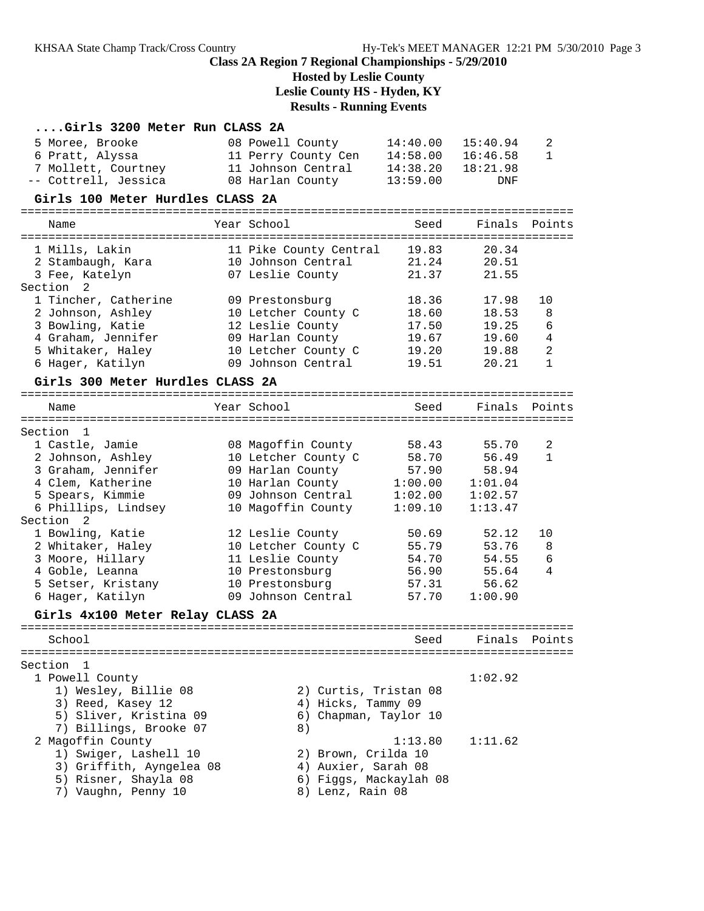## Class 2A Region 7 Regional Championships - 5/29/2010

### Hosted by Leslie County

### Leslie County HS - Hyden, KY

### Results - Running Events

### ....Girls 3200 Meter Run CLASS 2A

| Name | Year | School | Seed | Finals | Points |
|---|---|---|---|---|---|
| 5 Moree, Brooke | 08 | Powell County | 14:40.00 | 15:40.94 | 2 |
| 6 Pratt, Alyssa | 11 | Perry County Cen | 14:58.00 | 16:46.58 | 1 |
| 7 Mollett, Courtney | 11 | Johnson Central | 14:38.20 | 18:21.98 | |
| -- Cottrell, Jessica | 08 | Harlan County | 13:59.00 | DNF | |

### Girls 100 Meter Hurdles CLASS 2A

| Name | Year | School | Seed | Finals | Points |
|---|---|---|---|---|---|
| 1 Mills, Lakin | 11 | Pike County Central | 19.83 | 20.34 | |
| 2 Stambaugh, Kara | 10 | Johnson Central | 21.24 | 20.51 | |
| 3 Fee, Katelyn | 07 | Leslie County | 21.37 | 21.55 | |
| **Section 2** | | | | | |
| 1 Tincher, Catherine | 09 | Prestonsburg | 18.36 | 17.98 | 10 |
| 2 Johnson, Ashley | 10 | Letcher County C | 18.60 | 18.53 | 8 |
| 3 Bowling, Katie | 12 | Leslie County | 17.50 | 19.25 | 6 |
| 4 Graham, Jennifer | 09 | Harlan County | 19.67 | 19.60 | 4 |
| 5 Whitaker, Haley | 10 | Letcher County C | 19.20 | 19.88 | 2 |
| 6 Hager, Katilyn | 09 | Johnson Central | 19.51 | 20.21 | 1 |

### Girls 300 Meter Hurdles CLASS 2A

| Name | Year | School | Seed | Finals | Points |
|---|---|---|---|---|---|
| **Section 1** | | | | | |
| 1 Castle, Jamie | 08 | Magoffin County | 58.43 | 55.70 | 2 |
| 2 Johnson, Ashley | 10 | Letcher County C | 58.70 | 56.49 | 1 |
| 3 Graham, Jennifer | 09 | Harlan County | 57.90 | 58.94 | |
| 4 Clem, Katherine | 10 | Harlan County | 1:00.00 | 1:01.04 | |
| 5 Spears, Kimmie | 09 | Johnson Central | 1:02.00 | 1:02.57 | |
| 6 Phillips, Lindsey | 10 | Magoffin County | 1:09.10 | 1:13.47 | |
| **Section 2** | | | | | |
| 1 Bowling, Katie | 12 | Leslie County | 50.69 | 52.12 | 10 |
| 2 Whitaker, Haley | 10 | Letcher County C | 55.79 | 53.76 | 8 |
| 3 Moore, Hillary | 11 | Leslie County | 54.70 | 54.55 | 6 |
| 4 Goble, Leanna | 10 | Prestonsburg | 56.90 | 55.64 | 4 |
| 5 Setser, Kristany | 10 | Prestonsburg | 57.31 | 56.62 | |
| 6 Hager, Katilyn | 09 | Johnson Central | 57.70 | 1:00.90 | |

### Girls 4x100 Meter Relay CLASS 2A

| School | Seed | Finals | Points |
|---|---|---|---|
| **Section 1** | | | |
| 1 Powell County | | 1:02.92 | |
| 1) Wesley, Billie 08; 2) Curtis, Tristan 08; 3) Reed, Kasey 12; 4) Hicks, Tammy 09; 5) Sliver, Kristina 09; 6) Chapman, Taylor 10; 7) Billings, Brooke 07; 8) | | | |
| 2 Magoffin County | 1:13.80 | 1:11.62 | |
| 1) Swiger, Lashell 10; 2) Brown, Crilda 10; 3) Griffith, Ayngelea 08; 4) Auxier, Sarah 08; 5) Risner, Shayla 08; 6) Figgs, Mackaylah 08; 7) Vaughn, Penny 10; 8) Lenz, Rain 08 | | | |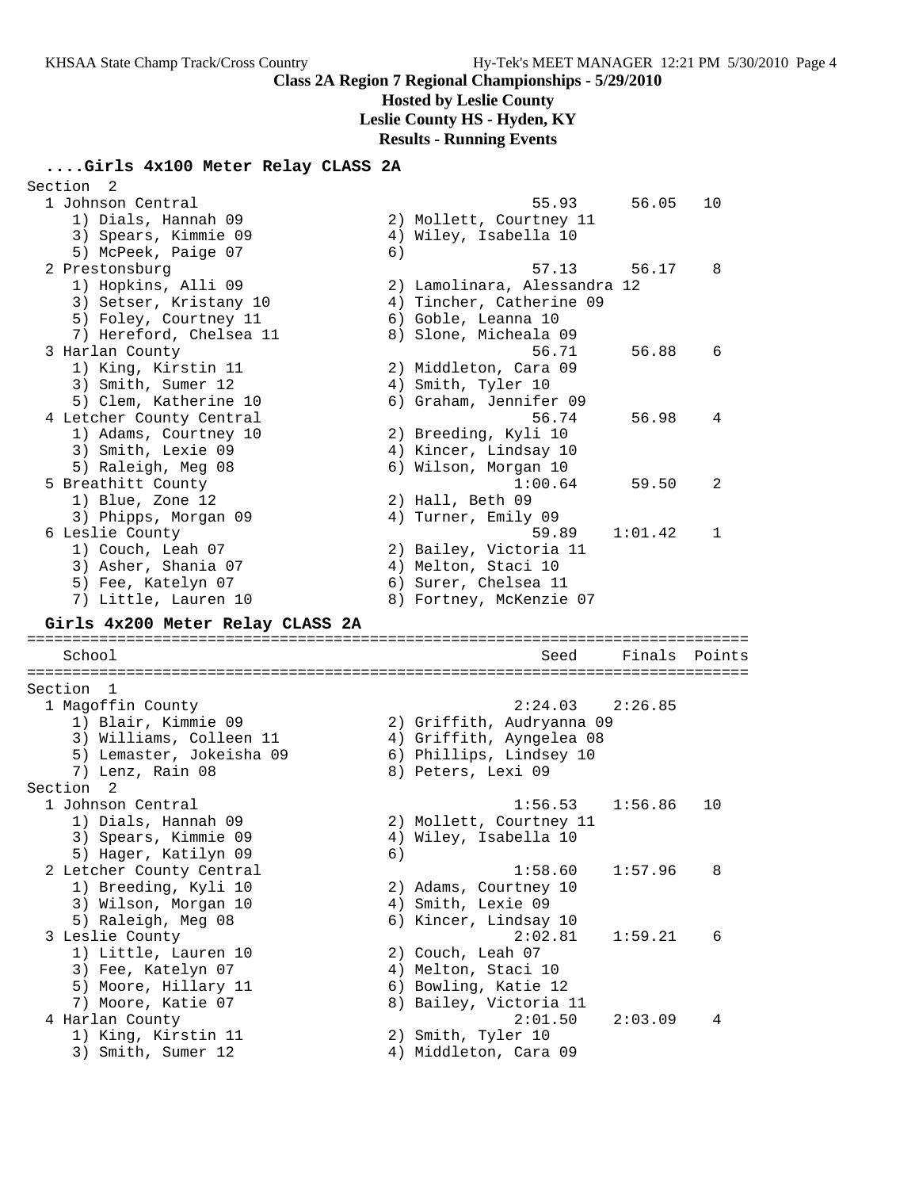**Class 2A Region 7 Regional Championships - 5/29/2010**

**Hosted by Leslie County**

**Leslie County HS - Hyden, KY**

**Results - Running Events**

### ....Girls 4x100 Meter Relay CLASS 2A

```
Section  2
  1 Johnson Central                                   55.93      56.05   10
     1) Dials, Hannah 09               2) Mollett, Courtney 11
     3) Spears, Kimmie 09              4) Wiley, Isabella 10
     5) McPeek, Paige 07               6)
  2 Prestonsburg                                      57.13      56.17    8
     1) Hopkins, Alli 09               2) Lamolinara, Alessandra 12
     3) Setser, Kristany 10            4) Tincher, Catherine 09
     5) Foley, Courtney 11             6) Goble, Leanna 10
     7) Hereford, Chelsea 11           8) Slone, Micheala 09
  3 Harlan County                                     56.71      56.88    6
     1) King, Kirstin 11               2) Middleton, Cara 09
     3) Smith, Sumer 12                4) Smith, Tyler 10
     5) Clem, Katherine 10             6) Graham, Jennifer 09
  4 Letcher County Central                            56.74      56.98    4
     1) Adams, Courtney 10             2) Breeding, Kyli 10
     3) Smith, Lexie 09                4) Kincer, Lindsay 10
     5) Raleigh, Meg 08                6) Wilson, Morgan 10
  5 Breathitt County                                1:00.64      59.50    2
     1) Blue, Zone 12                  2) Hall, Beth 09
     3) Phipps, Morgan 09              4) Turner, Emily 09
  6 Leslie County                                     59.89    1:01.42    1
     1) Couch, Leah 07                 2) Bailey, Victoria 11
     3) Asher, Shania 07               4) Melton, Staci 10
     5) Fee, Katelyn 07                6) Surer, Chelsea 11
     7) Little, Lauren 10              8) Fortney, McKenzie 07
```

### Girls 4x200 Meter Relay CLASS 2A

```
================================================================================
    School                                            Seed     Finals  Points
================================================================================
Section  1
  1 Magoffin County                                 2:24.03    2:26.85
     1) Blair, Kimmie 09               2) Griffith, Audryanna 09
     3) Williams, Colleen 11           4) Griffith, Ayngelea 08
     5) Lemaster, Jokeisha 09          6) Phillips, Lindsey 10
     7) Lenz, Rain 08                  8) Peters, Lexi 09
Section  2
  1 Johnson Central                                 1:56.53    1:56.86   10
     1) Dials, Hannah 09               2) Mollett, Courtney 11
     3) Spears, Kimmie 09              4) Wiley, Isabella 10
     5) Hager, Katilyn 09              6)
  2 Letcher County Central                          1:58.60    1:57.96    8
     1) Breeding, Kyli 10              2) Adams, Courtney 10
     3) Wilson, Morgan 10              4) Smith, Lexie 09
     5) Raleigh, Meg 08                6) Kincer, Lindsay 10
  3 Leslie County                                   2:02.81    1:59.21    6
     1) Little, Lauren 10              2) Couch, Leah 07
     3) Fee, Katelyn 07                4) Melton, Staci 10
     5) Moore, Hillary 11              6) Bowling, Katie 12
     7) Moore, Katie 07                8) Bailey, Victoria 11
  4 Harlan County                                   2:01.50    2:03.09    4
     1) King, Kirstin 11               2) Smith, Tyler 10
     3) Smith, Sumer 12                4) Middleton, Cara 09
```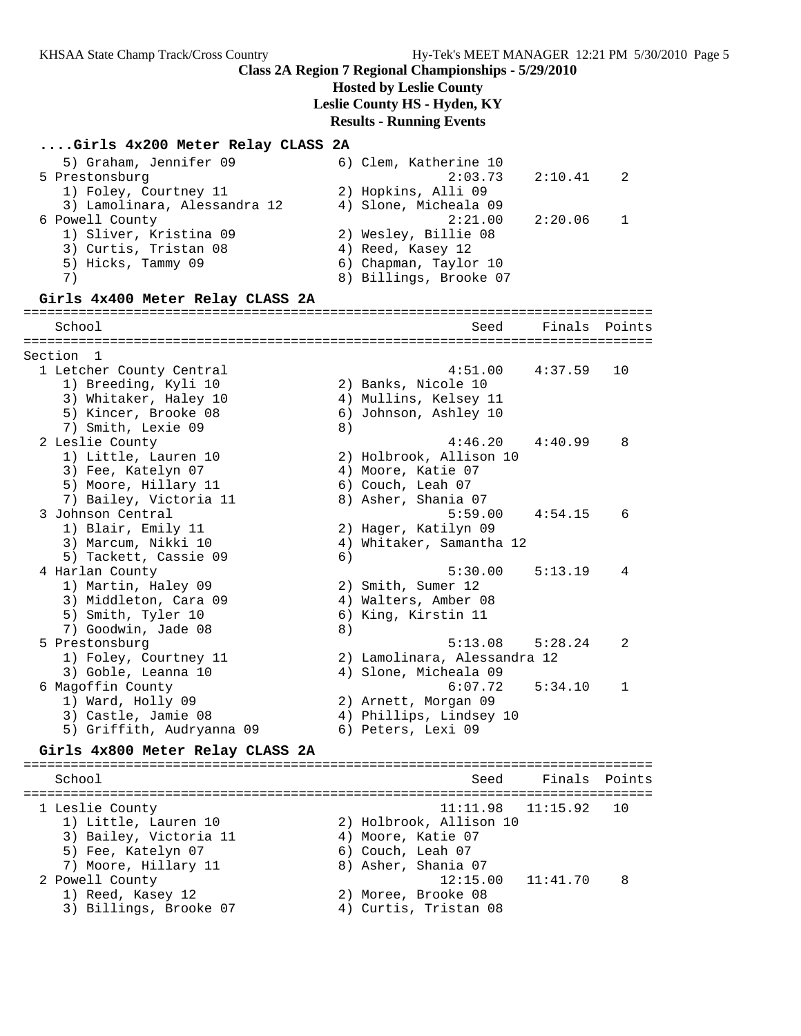**Class 2A Region 7 Regional Championships - 5/29/2010**
**Hosted by Leslie County**
**Leslie County HS - Hyden, KY**
**Results - Running Events**

### ....Girls 4x200 Meter Relay CLASS 2A

```
    5) Graham, Jennifer 09              6) Clem, Katherine 10
  5 Prestonsburg                                  2:03.73    2:10.41    2
    1) Foley, Courtney 11               2) Hopkins, Alli 09
    3) Lamolinara, Alessandra 12        4) Slone, Micheala 09
  6 Powell County                                 2:21.00    2:20.06    1
    1) Sliver, Kristina 09              2) Wesley, Billie 08
    3) Curtis, Tristan 08               4) Reed, Kasey 12
    5) Hicks, Tammy 09                  6) Chapman, Taylor 10
    7)                                  8) Billings, Brooke 07
```

### Girls 4x400 Meter Relay CLASS 2A

```
================================================================================
    School                                          Seed     Finals  Points
================================================================================
Section  1
  1 Letcher County Central                        4:51.00    4:37.59   10
    1) Breeding, Kyli 10                2) Banks, Nicole 10
    3) Whitaker, Haley 10               4) Mullins, Kelsey 11
    5) Kincer, Brooke 08                6) Johnson, Ashley 10
    7) Smith, Lexie 09                  8)
  2 Leslie County                                 4:46.20    4:40.99    8
    1) Little, Lauren 10                2) Holbrook, Allison 10
    3) Fee, Katelyn 07                  4) Moore, Katie 07
    5) Moore, Hillary 11                6) Couch, Leah 07
    7) Bailey, Victoria 11              8) Asher, Shania 07
  3 Johnson Central                               5:59.00    4:54.15    6
    1) Blair, Emily 11                  2) Hager, Katilyn 09
    3) Marcum, Nikki 10                 4) Whitaker, Samantha 12
    5) Tackett, Cassie 09               6)
  4 Harlan County                                 5:30.00    5:13.19    4
    1) Martin, Haley 09                 2) Smith, Sumer 12
    3) Middleton, Cara 09               4) Walters, Amber 08
    5) Smith, Tyler 10                  6) King, Kirstin 11
    7) Goodwin, Jade 08                 8)
  5 Prestonsburg                                  5:13.08    5:28.24    2
    1) Foley, Courtney 11               2) Lamolinara, Alessandra 12
    3) Goble, Leanna 10                 4) Slone, Micheala 09
  6 Magoffin County                               6:07.72    5:34.10    1
    1) Ward, Holly 09                   2) Arnett, Morgan 09
    3) Castle, Jamie 08                 4) Phillips, Lindsey 10
    5) Griffith, Audryanna 09           6) Peters, Lexi 09
```

### Girls 4x800 Meter Relay CLASS 2A

```
================================================================================
    School                                          Seed     Finals  Points
================================================================================
  1 Leslie County                                11:11.98   11:15.92   10
    1) Little, Lauren 10                2) Holbrook, Allison 10
    3) Bailey, Victoria 11              4) Moore, Katie 07
    5) Fee, Katelyn 07                  6) Couch, Leah 07
    7) Moore, Hillary 11                8) Asher, Shania 07
  2 Powell County                                12:15.00   11:41.70    8
    1) Reed, Kasey 12                   2) Moree, Brooke 08
    3) Billings, Brooke 07              4) Curtis, Tristan 08
```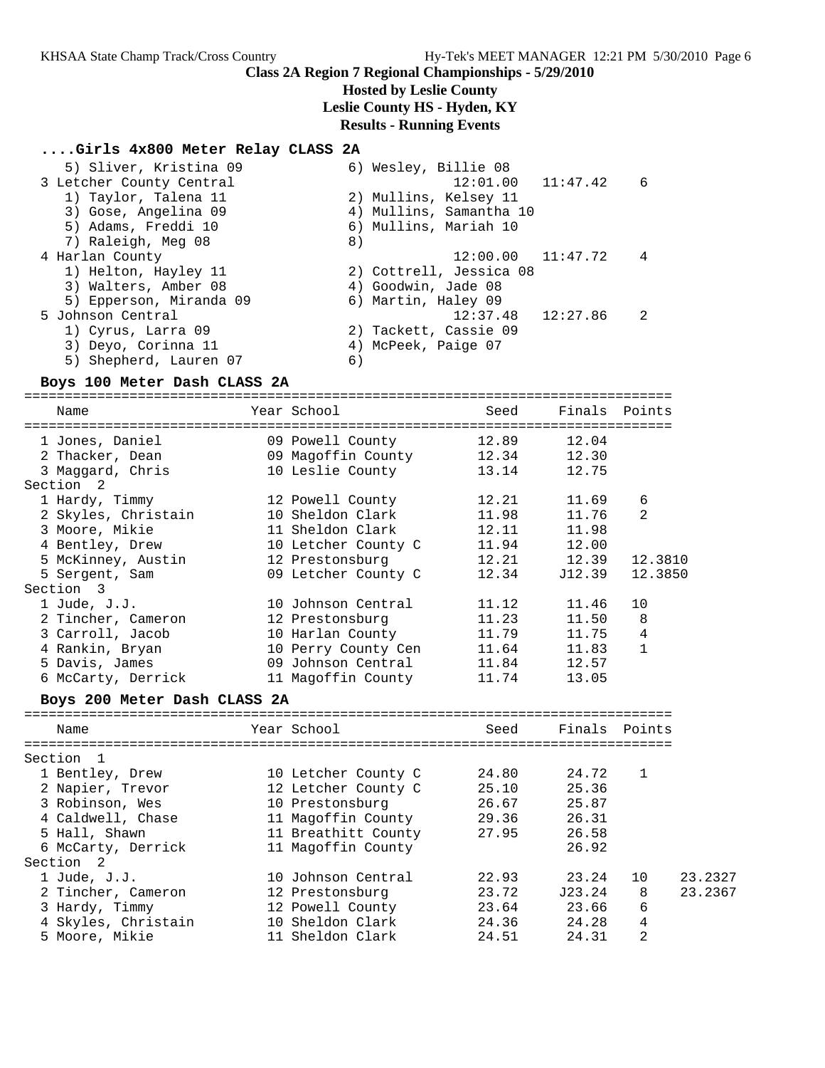## Class 2A Region 7 Regional Championships - 5/29/2010

**Hosted by Leslie County**

**Leslie County HS - Hyden, KY**

**Results - Running Events**

### ....Girls 4x800 Meter Relay CLASS 2A

```
    5) Sliver, Kristina 09            6) Wesley, Billie 08
  3 Letcher County Central                      12:01.00   11:47.42    6
    1) Taylor, Talena 11              2) Mullins, Kelsey 11
    3) Gose, Angelina 09              4) Mullins, Samantha 10
    5) Adams, Freddi 10               6) Mullins, Mariah 10
    7) Raleigh, Meg 08                8)
  4 Harlan County                               12:00.00   11:47.72    4
    1) Helton, Hayley 11              2) Cottrell, Jessica 08
    3) Walters, Amber 08              4) Goodwin, Jade 08
    5) Epperson, Miranda 09           6) Martin, Haley 09
  5 Johnson Central                             12:37.48   12:27.86    2
    1) Cyrus, Larra 09                2) Tackett, Cassie 09
    3) Deyo, Corinna 11               4) McPeek, Paige 07
    5) Shepherd, Lauren 07            6)
```

### Boys 100 Meter Dash CLASS 2A

```
================================================================================
    Name                    Year School                Seed     Finals  Points
================================================================================
  1 Jones, Daniel           09 Powell County          12.89      12.04
  2 Thacker, Dean           09 Magoffin County        12.34      12.30
  3 Maggard, Chris          10 Leslie County          13.14      12.75
Section  2
  1 Hardy, Timmy            12 Powell County          12.21      11.69    6
  2 Skyles, Christain       10 Sheldon Clark          11.98      11.76    2
  3 Moore, Mikie            11 Sheldon Clark          12.11      11.98
  4 Bentley, Drew           10 Letcher County C       11.94      12.00
  5 McKinney, Austin        12 Prestonsburg           12.21      12.39   12.3810
  5 Sergent, Sam            09 Letcher County C       12.34     J12.39   12.3850
Section  3
  1 Jude, J.J.              10 Johnson Central        11.12      11.46   10
  2 Tincher, Cameron        12 Prestonsburg           11.23      11.50    8
  3 Carroll, Jacob          10 Harlan County          11.79      11.75    4
  4 Rankin, Bryan           10 Perry County Cen       11.64      11.83    1
  5 Davis, James            09 Johnson Central        11.84      12.57
  6 McCarty, Derrick        11 Magoffin County        11.74      13.05
```

### Boys 200 Meter Dash CLASS 2A

```
================================================================================
    Name                    Year School                Seed     Finals  Points
================================================================================
Section  1
  1 Bentley, Drew           10 Letcher County C       24.80      24.72    1
  2 Napier, Trevor          12 Letcher County C       25.10      25.36
  3 Robinson, Wes           10 Prestonsburg           26.67      25.87
  4 Caldwell, Chase         11 Magoffin County        29.36      26.31
  5 Hall, Shawn             11 Breathitt County       27.95      26.58
  6 McCarty, Derrick        11 Magoffin County                   26.92
Section  2
  1 Jude, J.J.              10 Johnson Central        22.93      23.24   10     23.2327
  2 Tincher, Cameron        12 Prestonsburg           23.72     J23.24    8     23.2367
  3 Hardy, Timmy            12 Powell County          23.64      23.66    6
  4 Skyles, Christain       10 Sheldon Clark          24.36      24.28    4
  5 Moore, Mikie            11 Sheldon Clark          24.51      24.31    2
```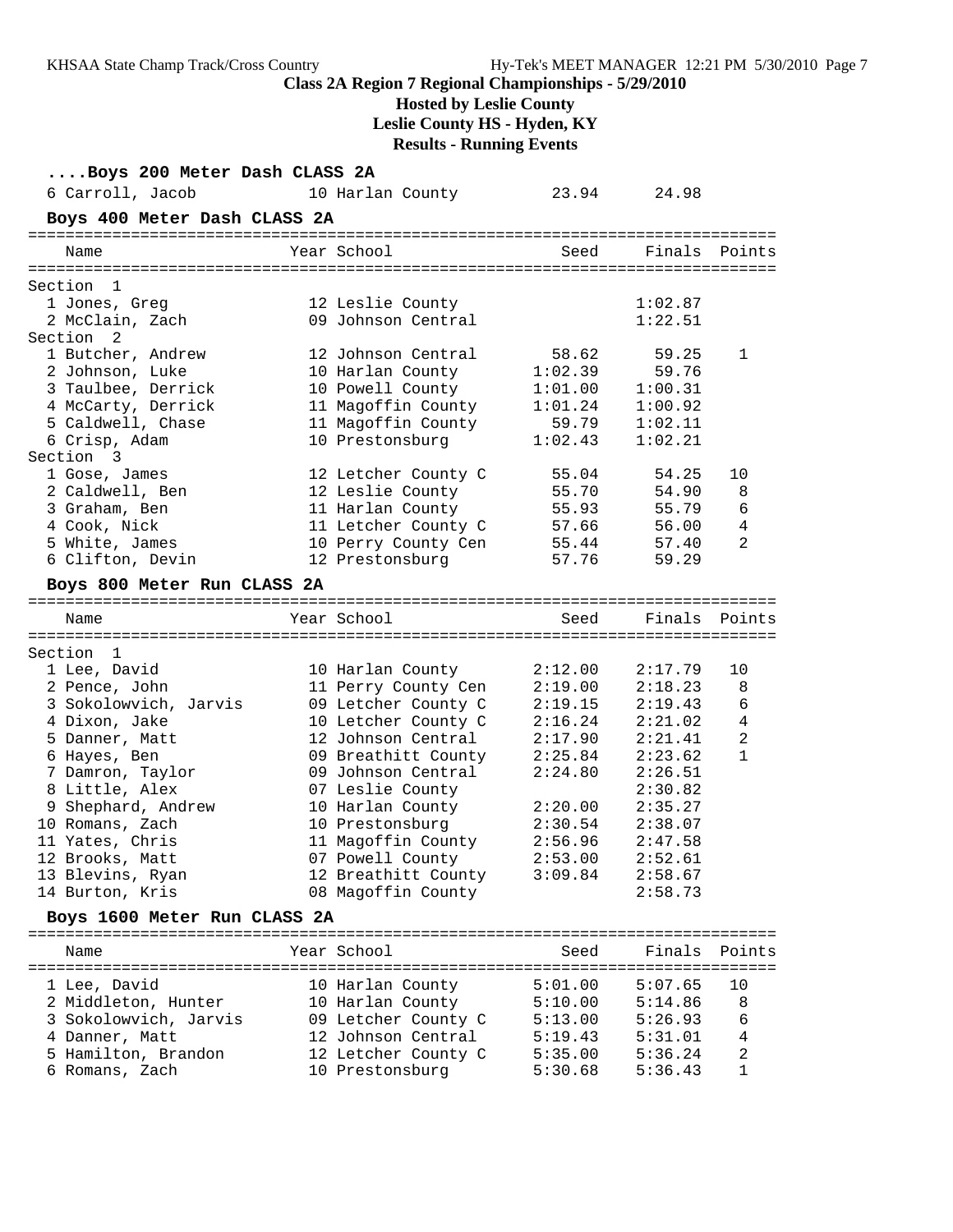**Class 2A Region 7 Regional Championships - 5/29/2010**

**Hosted by Leslie County**

**Leslie County HS - Hyden, KY**

**Results - Running Events**

### ....Boys 200 Meter Dash CLASS 2A

| Name | Year | School | Seed | Finals | Points |
|---|---|---|---|---|---|
| 6 Carroll, Jacob | 10 | Harlan County | 23.94 | 24.98 | |

### Boys 400 Meter Dash CLASS 2A

| Name | Year | School | Seed | Finals | Points |
|---|---|---|---|---|---|
| **Section 1** | | | | | |
| 1 Jones, Greg | 12 | Leslie County | | 1:02.87 | |
| 2 McClain, Zach | 09 | Johnson Central | | 1:22.51 | |
| **Section 2** | | | | | |
| 1 Butcher, Andrew | 12 | Johnson Central | 58.62 | 59.25 | 1 |
| 2 Johnson, Luke | 10 | Harlan County | 1:02.39 | 59.76 | |
| 3 Taulbee, Derrick | 10 | Powell County | 1:01.00 | 1:00.31 | |
| 4 McCarty, Derrick | 11 | Magoffin County | 1:01.24 | 1:00.92 | |
| 5 Caldwell, Chase | 11 | Magoffin County | 59.79 | 1:02.11 | |
| 6 Crisp, Adam | 10 | Prestonsburg | 1:02.43 | 1:02.21 | |
| **Section 3** | | | | | |
| 1 Gose, James | 12 | Letcher County C | 55.04 | 54.25 | 10 |
| 2 Caldwell, Ben | 12 | Leslie County | 55.70 | 54.90 | 8 |
| 3 Graham, Ben | 11 | Harlan County | 55.93 | 55.79 | 6 |
| 4 Cook, Nick | 11 | Letcher County C | 57.66 | 56.00 | 4 |
| 5 White, James | 10 | Perry County Cen | 55.44 | 57.40 | 2 |
| 6 Clifton, Devin | 12 | Prestonsburg | 57.76 | 59.29 | |

### Boys 800 Meter Run CLASS 2A

| Name | Year | School | Seed | Finals | Points |
|---|---|---|---|---|---|
| **Section 1** | | | | | |
| 1 Lee, David | 10 | Harlan County | 2:12.00 | 2:17.79 | 10 |
| 2 Pence, John | 11 | Perry County Cen | 2:19.00 | 2:18.23 | 8 |
| 3 Sokolowvich, Jarvis | 09 | Letcher County C | 2:19.15 | 2:19.43 | 6 |
| 4 Dixon, Jake | 10 | Letcher County C | 2:16.24 | 2:21.02 | 4 |
| 5 Danner, Matt | 12 | Johnson Central | 2:17.90 | 2:21.41 | 2 |
| 6 Hayes, Ben | 09 | Breathitt County | 2:25.84 | 2:23.62 | 1 |
| 7 Damron, Taylor | 09 | Johnson Central | 2:24.80 | 2:26.51 | |
| 8 Little, Alex | 07 | Leslie County | | 2:30.82 | |
| 9 Shephard, Andrew | 10 | Harlan County | 2:20.00 | 2:35.27 | |
| 10 Romans, Zach | 10 | Prestonsburg | 2:30.54 | 2:38.07 | |
| 11 Yates, Chris | 11 | Magoffin County | 2:56.96 | 2:47.58 | |
| 12 Brooks, Matt | 07 | Powell County | 2:53.00 | 2:52.61 | |
| 13 Blevins, Ryan | 12 | Breathitt County | 3:09.84 | 2:58.67 | |
| 14 Burton, Kris | 08 | Magoffin County | | 2:58.73 | |

### Boys 1600 Meter Run CLASS 2A

| Name | Year | School | Seed | Finals | Points |
|---|---|---|---|---|---|
| 1 Lee, David | 10 | Harlan County | 5:01.00 | 5:07.65 | 10 |
| 2 Middleton, Hunter | 10 | Harlan County | 5:10.00 | 5:14.86 | 8 |
| 3 Sokolowvich, Jarvis | 09 | Letcher County C | 5:13.00 | 5:26.93 | 6 |
| 4 Danner, Matt | 12 | Johnson Central | 5:19.43 | 5:31.01 | 4 |
| 5 Hamilton, Brandon | 12 | Letcher County C | 5:35.00 | 5:36.24 | 2 |
| 6 Romans, Zach | 10 | Prestonsburg | 5:30.68 | 5:36.43 | 1 |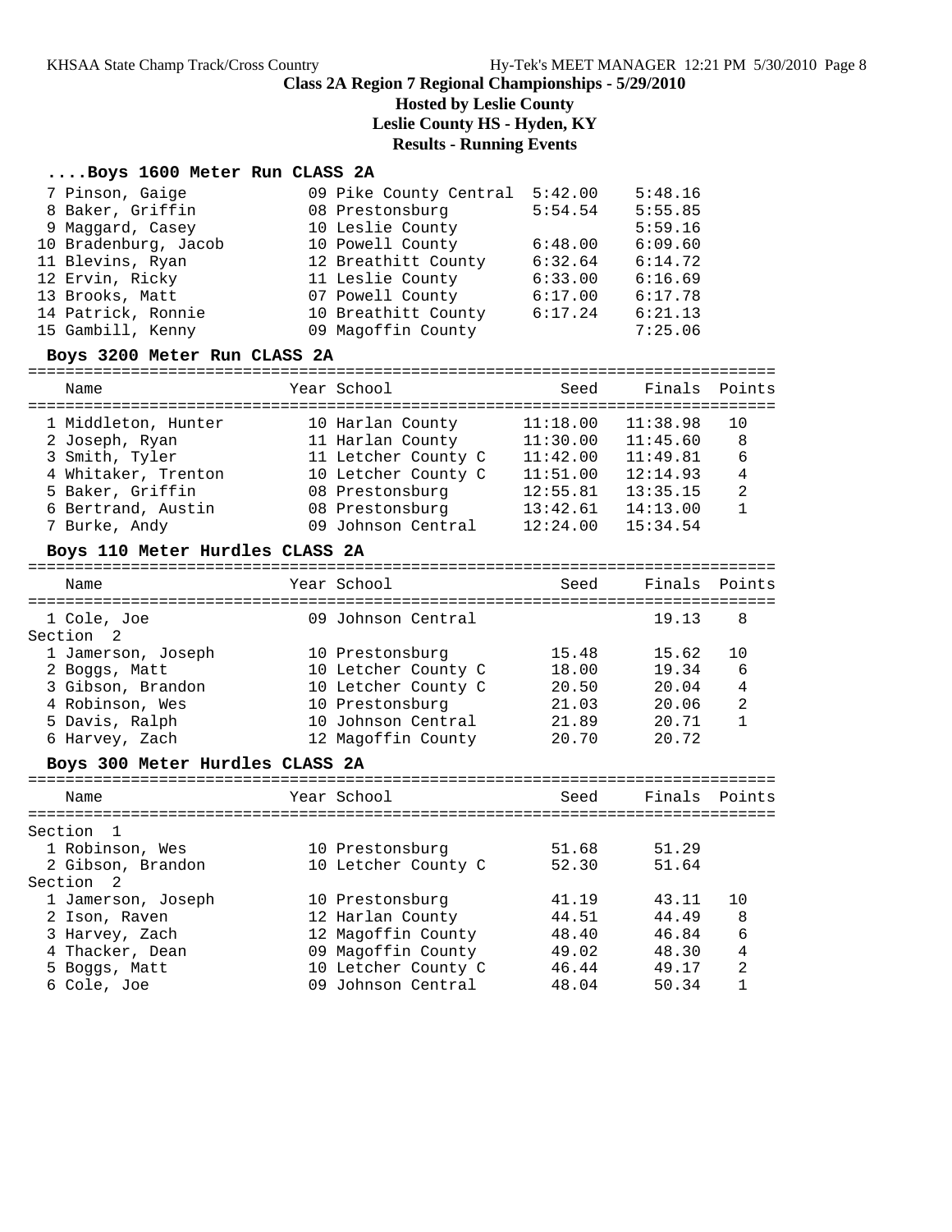# Class 2A Region 7 Regional Championships - 5/29/2010

**Hosted by Leslie County**

**Leslie County HS - Hyden, KY**

**Results - Running Events**

### ....Boys 1600 Meter Run CLASS 2A

| Place | Name | Year | School | Seed | Finals |
|---|---|---|---|---|---|
| 7 | Pinson, Gaige | 09 | Pike County Central | 5:42.00 | 5:48.16 |
| 8 | Baker, Griffin | 08 | Prestonsburg | 5:54.54 | 5:55.85 |
| 9 | Maggard, Casey | 10 | Leslie County | | 5:59.16 |
| 10 | Bradenburg, Jacob | 10 | Powell County | 6:48.00 | 6:09.60 |
| 11 | Blevins, Ryan | 12 | Breathitt County | 6:32.64 | 6:14.72 |
| 12 | Ervin, Ricky | 11 | Leslie County | 6:33.00 | 6:16.69 |
| 13 | Brooks, Matt | 07 | Powell County | 6:17.00 | 6:17.78 |
| 14 | Patrick, Ronnie | 10 | Breathitt County | 6:17.24 | 6:21.13 |
| 15 | Gambill, Kenny | 09 | Magoffin County | | 7:25.06 |

### Boys 3200 Meter Run CLASS 2A

| Place | Name | Year | School | Seed | Finals | Points |
|---|---|---|---|---|---|---|
| 1 | Middleton, Hunter | 10 | Harlan County | 11:18.00 | 11:38.98 | 10 |
| 2 | Joseph, Ryan | 11 | Harlan County | 11:30.00 | 11:45.60 | 8 |
| 3 | Smith, Tyler | 11 | Letcher County C | 11:42.00 | 11:49.81 | 6 |
| 4 | Whitaker, Trenton | 10 | Letcher County C | 11:51.00 | 12:14.93 | 4 |
| 5 | Baker, Griffin | 08 | Prestonsburg | 12:55.81 | 13:35.15 | 2 |
| 6 | Bertrand, Austin | 08 | Prestonsburg | 13:42.61 | 14:13.00 | 1 |
| 7 | Burke, Andy | 09 | Johnson Central | 12:24.00 | 15:34.54 | |

### Boys 110 Meter Hurdles CLASS 2A

| Place | Name | Year | School | Seed | Finals | Points |
|---|---|---|---|---|---|---|
| 1 | Cole, Joe | 09 | Johnson Central | | 19.13 | 8 |
| **Section 2** | | | | | | |
| 1 | Jamerson, Joseph | 10 | Prestonsburg | 15.48 | 15.62 | 10 |
| 2 | Boggs, Matt | 10 | Letcher County C | 18.00 | 19.34 | 6 |
| 3 | Gibson, Brandon | 10 | Letcher County C | 20.50 | 20.04 | 4 |
| 4 | Robinson, Wes | 10 | Prestonsburg | 21.03 | 20.06 | 2 |
| 5 | Davis, Ralph | 10 | Johnson Central | 21.89 | 20.71 | 1 |
| 6 | Harvey, Zach | 12 | Magoffin County | 20.70 | 20.72 | |

### Boys 300 Meter Hurdles CLASS 2A

| Place | Name | Year | School | Seed | Finals | Points |
|---|---|---|---|---|---|---|
| **Section 1** | | | | | | |
| 1 | Robinson, Wes | 10 | Prestonsburg | 51.68 | 51.29 | |
| 2 | Gibson, Brandon | 10 | Letcher County C | 52.30 | 51.64 | |
| **Section 2** | | | | | | |
| 1 | Jamerson, Joseph | 10 | Prestonsburg | 41.19 | 43.11 | 10 |
| 2 | Ison, Raven | 12 | Harlan County | 44.51 | 44.49 | 8 |
| 3 | Harvey, Zach | 12 | Magoffin County | 48.40 | 46.84 | 6 |
| 4 | Thacker, Dean | 09 | Magoffin County | 49.02 | 48.30 | 4 |
| 5 | Boggs, Matt | 10 | Letcher County C | 46.44 | 49.17 | 2 |
| 6 | Cole, Joe | 09 | Johnson Central | 48.04 | 50.34 | 1 |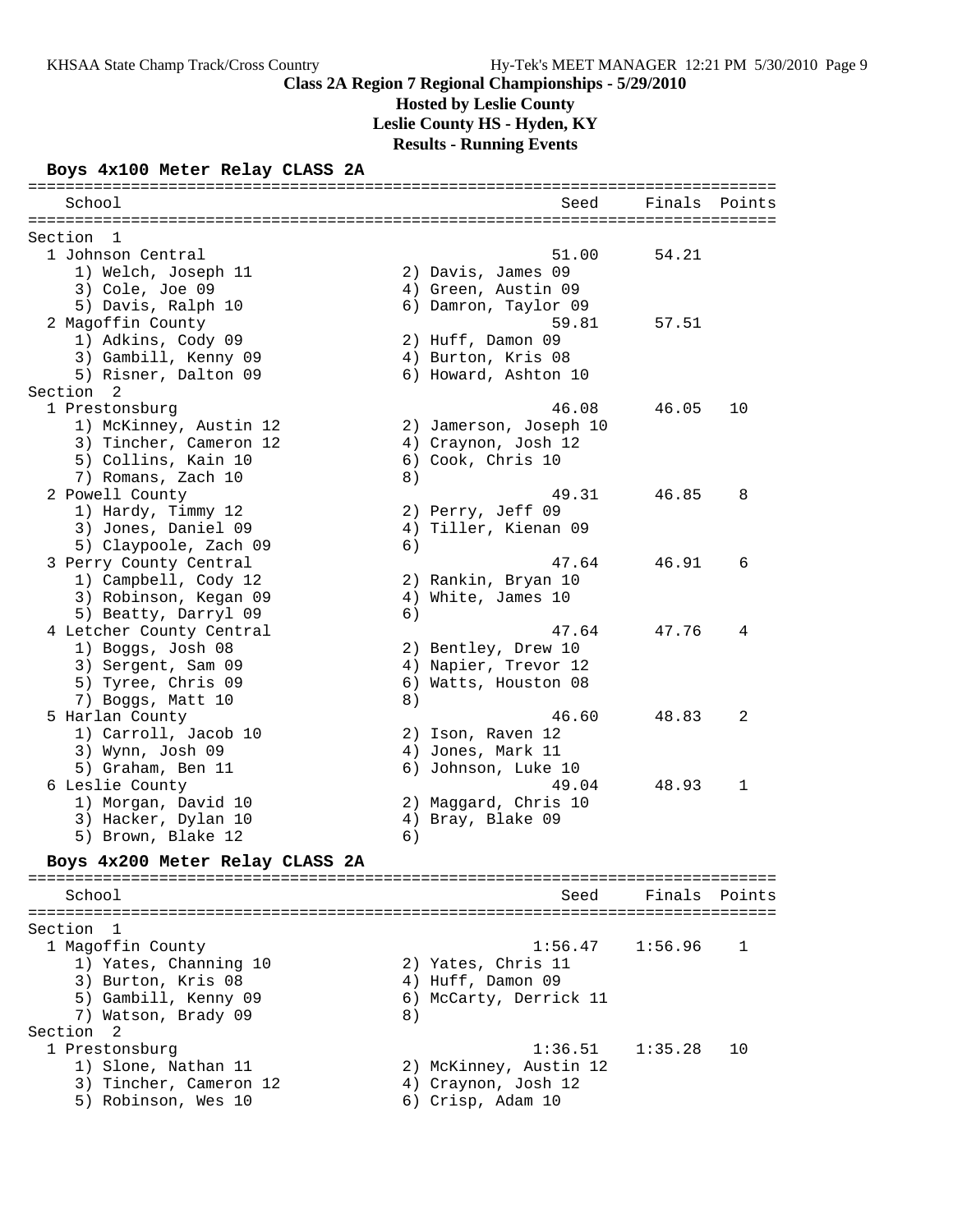**Class 2A Region 7 Regional Championships - 5/29/2010**

**Hosted by Leslie County**

**Leslie County HS - Hyden, KY**

**Results - Running Events**

### Boys 4x100 Meter Relay CLASS 2A

| School | Seed | Finals | Points |
|---|---|---|---|
| **Section 1** | | | |
| 1 Johnson Central | 51.00 | 54.21 | |
| 1) Welch, Joseph 11; 2) Davis, James 09; 3) Cole, Joe 09; 4) Green, Austin 09; 5) Davis, Ralph 10; 6) Damron, Taylor 09 | | | |
| 2 Magoffin County | 59.81 | 57.51 | |
| 1) Adkins, Cody 09; 2) Huff, Damon 09; 3) Gambill, Kenny 09; 4) Burton, Kris 08; 5) Risner, Dalton 09; 6) Howard, Ashton 10 | | | |
| **Section 2** | | | |
| 1 Prestonsburg | 46.08 | 46.05 | 10 |
| 1) McKinney, Austin 12; 2) Jamerson, Joseph 10; 3) Tincher, Cameron 12; 4) Craynon, Josh 12; 5) Collins, Kain 10; 6) Cook, Chris 10; 7) Romans, Zach 10; 8) | | | |
| 2 Powell County | 49.31 | 46.85 | 8 |
| 1) Hardy, Timmy 12; 2) Perry, Jeff 09; 3) Jones, Daniel 09; 4) Tiller, Kienan 09; 5) Claypoole, Zach 09; 6) | | | |
| 3 Perry County Central | 47.64 | 46.91 | 6 |
| 1) Campbell, Cody 12; 2) Rankin, Bryan 10; 3) Robinson, Kegan 09; 4) White, James 10; 5) Beatty, Darryl 09; 6) | | | |
| 4 Letcher County Central | 47.64 | 47.76 | 4 |
| 1) Boggs, Josh 08; 2) Bentley, Drew 10; 3) Sergent, Sam 09; 4) Napier, Trevor 12; 5) Tyree, Chris 09; 6) Watts, Houston 08; 7) Boggs, Matt 10; 8) | | | |
| 5 Harlan County | 46.60 | 48.83 | 2 |
| 1) Carroll, Jacob 10; 2) Ison, Raven 12; 3) Wynn, Josh 09; 4) Jones, Mark 11; 5) Graham, Ben 11; 6) Johnson, Luke 10 | | | |
| 6 Leslie County | 49.04 | 48.93 | 1 |
| 1) Morgan, David 10; 2) Maggard, Chris 10; 3) Hacker, Dylan 10; 4) Bray, Blake 09; 5) Brown, Blake 12; 6) | | | |

### Boys 4x200 Meter Relay CLASS 2A

| School | Seed | Finals | Points |
|---|---|---|---|
| **Section 1** | | | |
| 1 Magoffin County | 1:56.47 | 1:56.96 | 1 |
| 1) Yates, Channing 10; 2) Yates, Chris 11; 3) Burton, Kris 08; 4) Huff, Damon 09; 5) Gambill, Kenny 09; 6) McCarty, Derrick 11; 7) Watson, Brady 09; 8) | | | |
| **Section 2** | | | |
| 1 Prestonsburg | 1:36.51 | 1:35.28 | 10 |
| 1) Slone, Nathan 11; 2) McKinney, Austin 12; 3) Tincher, Cameron 12; 4) Craynon, Josh 12; 5) Robinson, Wes 10; 6) Crisp, Adam 10 | | | |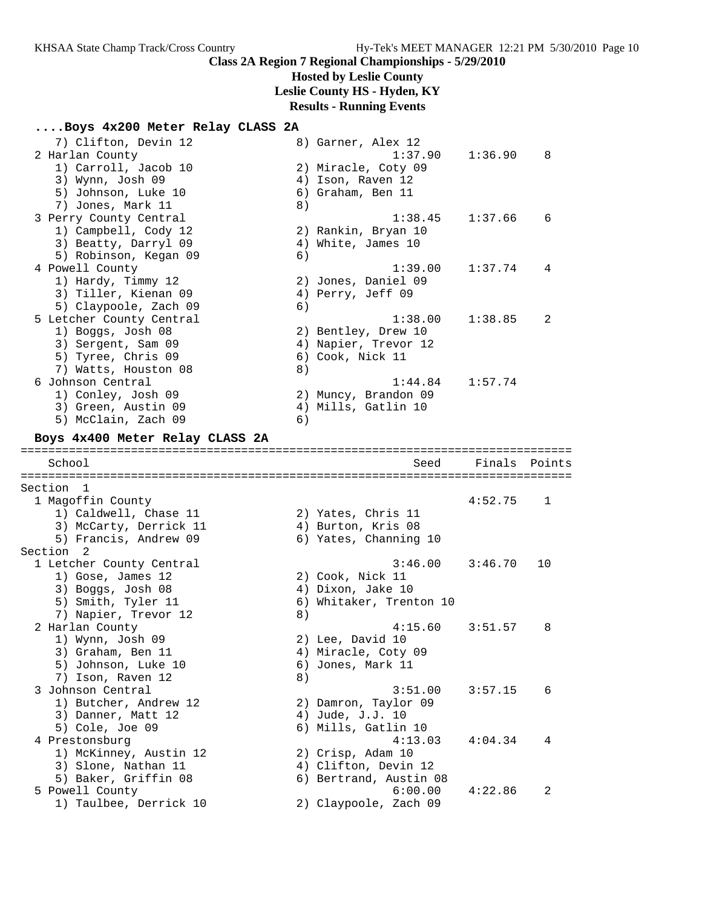**Class 2A Region 7 Regional Championships - 5/29/2010**

**Hosted by Leslie County**

**Leslie County HS - Hyden, KY**

**Results - Running Events**

### ....Boys 4x200 Meter Relay CLASS 2A

```
    7) Clifton, Devin 12               8) Garner, Alex 12
  2 Harlan County                                1:37.90    1:36.90    8
    1) Carroll, Jacob 10               2) Miracle, Coty 09
    3) Wynn, Josh 09                   4) Ison, Raven 12
    5) Johnson, Luke 10                6) Graham, Ben 11
    7) Jones, Mark 11                  8)
  3 Perry County Central                         1:38.45    1:37.66    6
    1) Campbell, Cody 12               2) Rankin, Bryan 10
    3) Beatty, Darryl 09               4) White, James 10
    5) Robinson, Kegan 09              6)
  4 Powell County                                1:39.00    1:37.74    4
    1) Hardy, Timmy 12                 2) Jones, Daniel 09
    3) Tiller, Kienan 09               4) Perry, Jeff 09
    5) Claypoole, Zach 09              6)
  5 Letcher County Central                       1:38.00    1:38.85    2
    1) Boggs, Josh 08                  2) Bentley, Drew 10
    3) Sergent, Sam 09                 4) Napier, Trevor 12
    5) Tyree, Chris 09                 6) Cook, Nick 11
    7) Watts, Houston 08               8)
  6 Johnson Central                              1:44.84    1:57.74
    1) Conley, Josh 09                 2) Muncy, Brandon 09
    3) Green, Austin 09                4) Mills, Gatlin 10
    5) McClain, Zach 09                6)
```

### Boys 4x400 Meter Relay CLASS 2A

```
================================================================================
    School                                            Seed    Finals  Points
================================================================================
Section  1
  1 Magoffin County                                          4:52.75    1
    1) Caldwell, Chase 11              2) Yates, Chris 11
    3) McCarty, Derrick 11             4) Burton, Kris 08
    5) Francis, Andrew 09              6) Yates, Channing 10
Section  2
  1 Letcher County Central                       3:46.00    3:46.70   10
    1) Gose, James 12                  2) Cook, Nick 11
    3) Boggs, Josh 08                  4) Dixon, Jake 10
    5) Smith, Tyler 11                 6) Whitaker, Trenton 10
    7) Napier, Trevor 12               8)
  2 Harlan County                                4:15.60    3:51.57    8
    1) Wynn, Josh 09                   2) Lee, David 10
    3) Graham, Ben 11                  4) Miracle, Coty 09
    5) Johnson, Luke 10                6) Jones, Mark 11
    7) Ison, Raven 12                  8)
  3 Johnson Central                              3:51.00    3:57.15    6
    1) Butcher, Andrew 12              2) Damron, Taylor 09
    3) Danner, Matt 12                 4) Jude, J.J. 10
    5) Cole, Joe 09                    6) Mills, Gatlin 10
  4 Prestonsburg                                 4:13.03    4:04.34    4
    1) McKinney, Austin 12             2) Crisp, Adam 10
    3) Slone, Nathan 11                4) Clifton, Devin 12
    5) Baker, Griffin 08               6) Bertrand, Austin 08
  5 Powell County                                6:00.00    4:22.86    2
    1) Taulbee, Derrick 10             2) Claypoole, Zach 09
```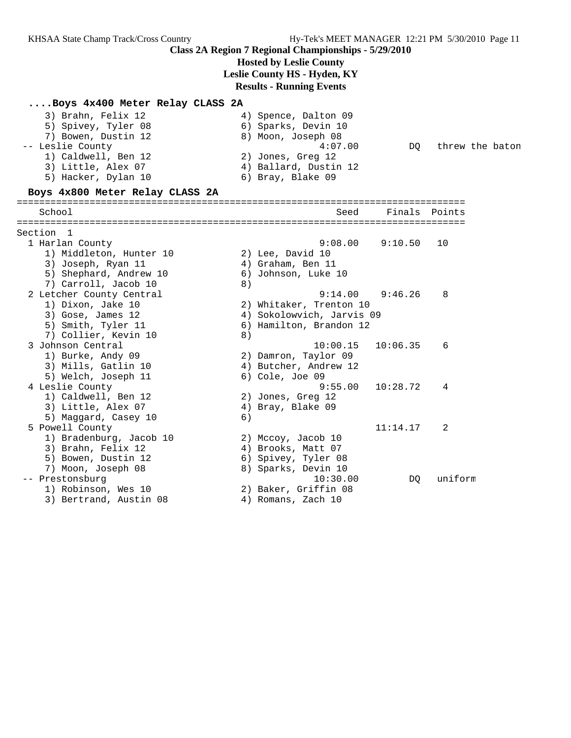## ....Boys 4x400 Meter Relay CLASS 2A

```
    3) Brahn, Felix 12                4) Spence, Dalton 09
    5) Spivey, Tyler 08               6) Sparks, Devin 10
    7) Bowen, Dustin 12               8) Moon, Joseph 08
 -- Leslie County                              4:07.00          DQ   threw the baton
    1) Caldwell, Ben 12               2) Jones, Greg 12
    3) Little, Alex 07                4) Ballard, Dustin 12
    5) Hacker, Dylan 10               6) Bray, Blake 09
```

## Boys 4x800 Meter Relay CLASS 2A

```
================================================================================
    School                                            Seed     Finals  Points
================================================================================
Section  1
  1 Harlan County                                  9:08.00    9:10.50   10
     1) Middleton, Hunter 10          2) Lee, David 10
     3) Joseph, Ryan 11               4) Graham, Ben 11
     5) Shephard, Andrew 10           6) Johnson, Luke 10
     7) Carroll, Jacob 10             8)
  2 Letcher County Central                         9:14.00    9:46.26    8
     1) Dixon, Jake 10                2) Whitaker, Trenton 10
     3) Gose, James 12                4) Sokolowvich, Jarvis 09
     5) Smith, Tyler 11               6) Hamilton, Brandon 12
     7) Collier, Kevin 10             8)
  3 Johnson Central                               10:00.15   10:06.35    6
     1) Burke, Andy 09                2) Damron, Taylor 09
     3) Mills, Gatlin 10              4) Butcher, Andrew 12
     5) Welch, Joseph 11              6) Cole, Joe 09
  4 Leslie County                                  9:55.00   10:28.72    4
     1) Caldwell, Ben 12              2) Jones, Greg 12
     3) Little, Alex 07               4) Bray, Blake 09
     5) Maggard, Casey 10             6)
  5 Powell County                                            11:14.17    2
     1) Bradenburg, Jacob 10          2) Mccoy, Jacob 10
     3) Brahn, Felix 12               4) Brooks, Matt 07
     5) Bowen, Dustin 12              6) Spivey, Tyler 08
     7) Moon, Joseph 08               8) Sparks, Devin 10
 -- Prestonsburg                                  10:30.00          DQ   uniform
     1) Robinson, Wes 10              2) Baker, Griffin 08
     3) Bertrand, Austin 08           4) Romans, Zach 10
```